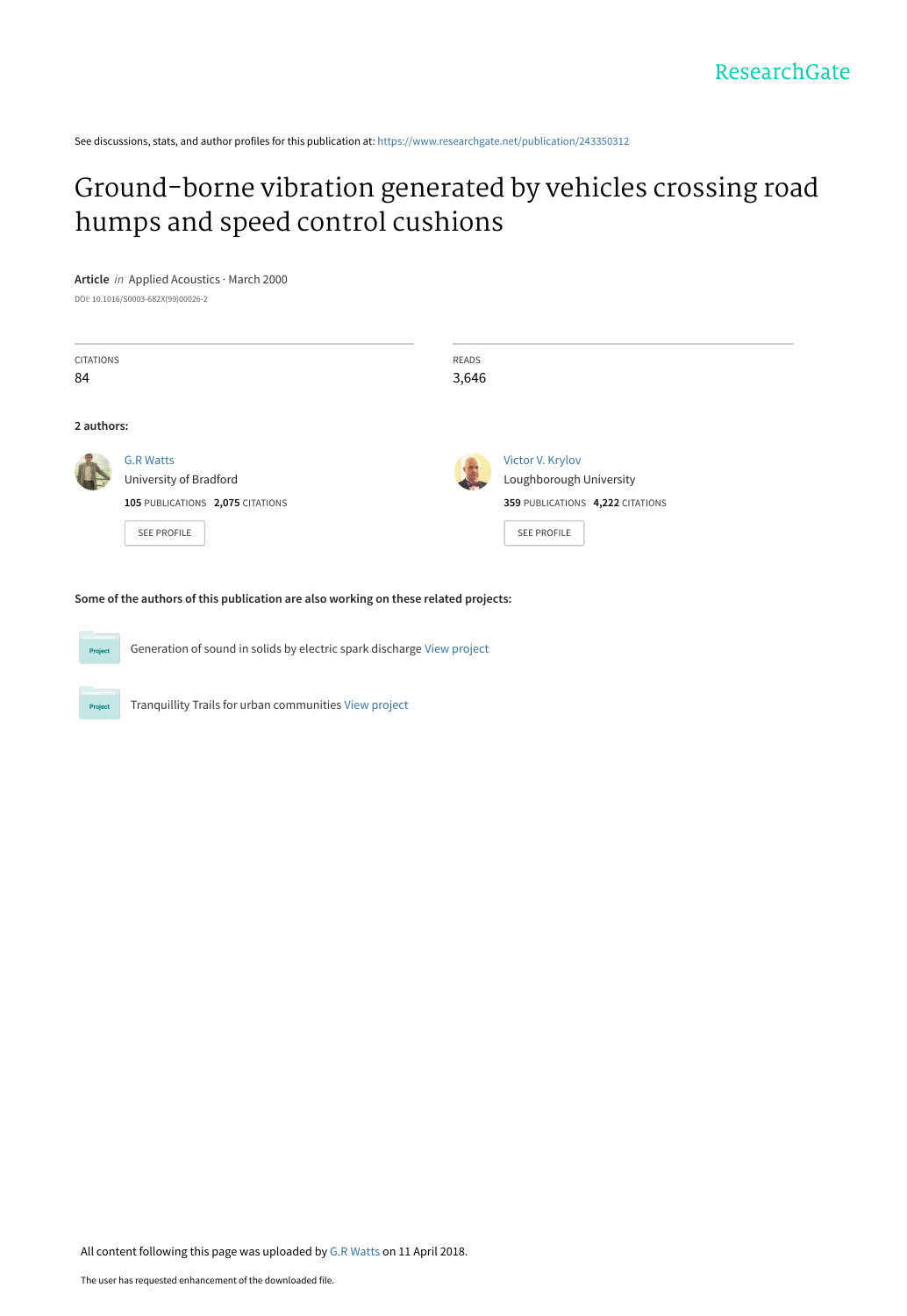ResearchGate

See discussions, stats, and author profiles for this publication at: https://www.researchgate.net/publication/243350312

# Ground-borne vibration generated by vehicles crossing road humps and speed control cushions

**Article** *in* Applied Acoustics · March 2000

DOI: 10.1016/S0003-682X(99)00026-2

| CITATIONS | READS |
|---|---|
| 84 | 3,646 |

**2 authors:**

G.R Watts
University of Bradford
**105** PUBLICATIONS **2,075** CITATIONS
SEE PROFILE

Victor V. Krylov
Loughborough University
**359** PUBLICATIONS **4,222** CITATIONS
SEE PROFILE

**Some of the authors of this publication are also working on these related projects:**

Project: Generation of sound in solids by electric spark discharge View project

Project: Tranquillity Trails for urban communities View project

All content following this page was uploaded by G.R Watts on 11 April 2018.

The user has requested enhancement of the downloaded file.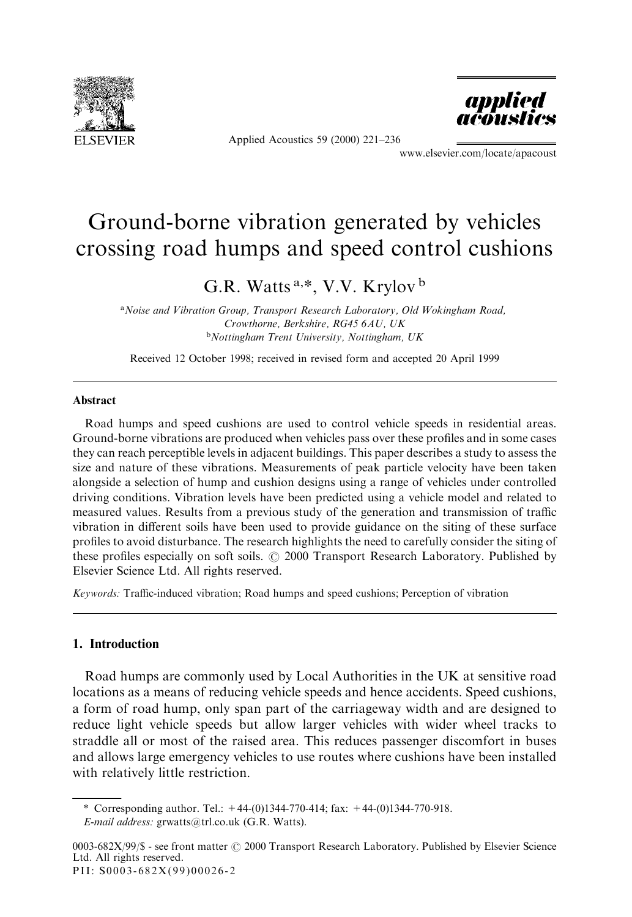# Ground-borne vibration generated by vehicles crossing road humps and speed control cushions

G.R. Watts [a,*], V.V. Krylov [b]

[a] *Noise and Vibration Group, Transport Research Laboratory, Old Wokingham Road, Crowthorne, Berkshire, RG45 6AU, UK*

[b] *Nottingham Trent University, Nottingham, UK*

Received 12 October 1998; received in revised form and accepted 20 April 1999

## Abstract

Road humps and speed cushions are used to control vehicle speeds in residential areas. Ground-borne vibrations are produced when vehicles pass over these profiles and in some cases they can reach perceptible levels in adjacent buildings. This paper describes a study to assess the size and nature of these vibrations. Measurements of peak particle velocity have been taken alongside a selection of hump and cushion designs using a range of vehicles under controlled driving conditions. Vibration levels have been predicted using a vehicle model and related to measured values. Results from a previous study of the generation and transmission of traffic vibration in different soils have been used to provide guidance on the siting of these surface profiles to avoid disturbance. The research highlights the need to carefully consider the siting of these profiles especially on soft soils. © 2000 Transport Research Laboratory. Published by Elsevier Science Ltd. All rights reserved.

*Keywords:* Traffic-induced vibration; Road humps and speed cushions; Perception of vibration

## 1. Introduction

Road humps are commonly used by Local Authorities in the UK at sensitive road locations as a means of reducing vehicle speeds and hence accidents. Speed cushions, a form of road hump, only span part of the carriageway width and are designed to reduce light vehicle speeds but allow larger vehicles with wider wheel tracks to straddle all or most of the raised area. This reduces passenger discomfort in buses and allows large emergency vehicles to use routes where cushions have been installed with relatively little restriction.

\* Corresponding author. Tel.: +44-(0)1344-770-414; fax: +44-(0)1344-770-918.
*E-mail address:* grwatts@trl.co.uk (G.R. Watts).

0003-682X/99/$ - see front matter © 2000 Transport Research Laboratory. Published by Elsevier Science Ltd. All rights reserved.
PII: S0003-682X(99)00026-2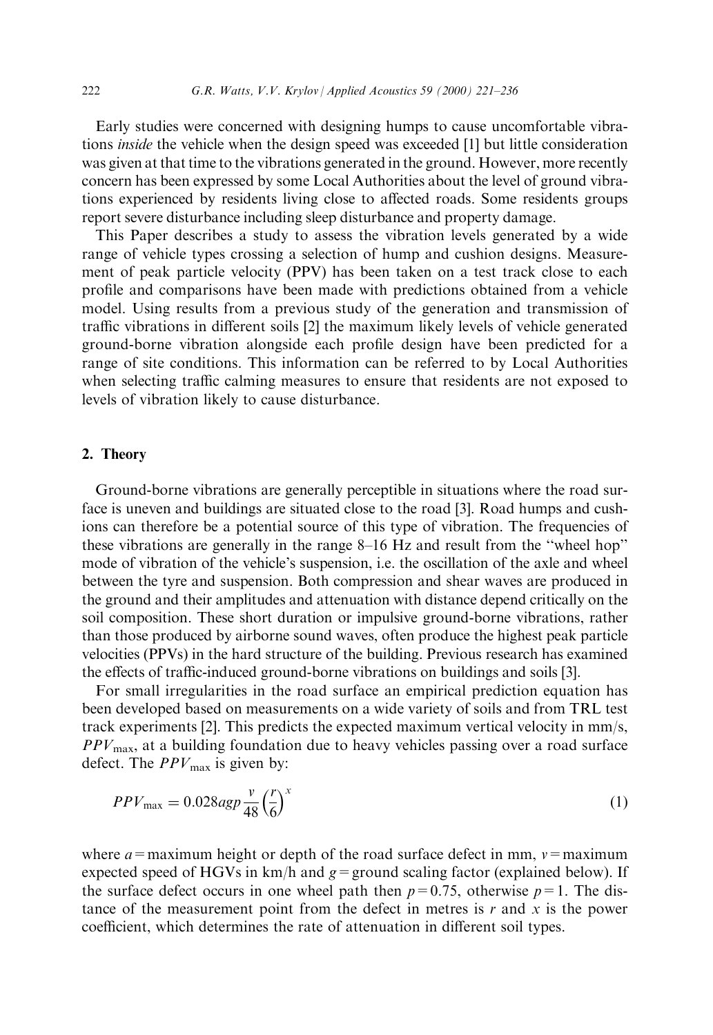Early studies were concerned with designing humps to cause uncomfortable vibrations *inside* the vehicle when the design speed was exceeded [1] but little consideration was given at that time to the vibrations generated in the ground. However, more recently concern has been expressed by some Local Authorities about the level of ground vibrations experienced by residents living close to affected roads. Some residents groups report severe disturbance including sleep disturbance and property damage.

This Paper describes a study to assess the vibration levels generated by a wide range of vehicle types crossing a selection of hump and cushion designs. Measurement of peak particle velocity (PPV) has been taken on a test track close to each profile and comparisons have been made with predictions obtained from a vehicle model. Using results from a previous study of the generation and transmission of traffic vibrations in different soils [2] the maximum likely levels of vehicle generated ground-borne vibration alongside each profile design have been predicted for a range of site conditions. This information can be referred to by Local Authorities when selecting traffic calming measures to ensure that residents are not exposed to levels of vibration likely to cause disturbance.

## 2. Theory

Ground-borne vibrations are generally perceptible in situations where the road surface is uneven and buildings are situated close to the road [3]. Road humps and cushions can therefore be a potential source of this type of vibration. The frequencies of these vibrations are generally in the range 8–16 Hz and result from the "wheel hop" mode of vibration of the vehicle's suspension, i.e. the oscillation of the axle and wheel between the tyre and suspension. Both compression and shear waves are produced in the ground and their amplitudes and attenuation with distance depend critically on the soil composition. These short duration or impulsive ground-borne vibrations, rather than those produced by airborne sound waves, often produce the highest peak particle velocities (PPVs) in the hard structure of the building. Previous research has examined the effects of traffic-induced ground-borne vibrations on buildings and soils [3].

For small irregularities in the road surface an empirical prediction equation has been developed based on measurements on a wide variety of soils and from TRL test track experiments [2]. This predicts the expected maximum vertical velocity in mm/s, $PPV_{\max}$, at a building foundation due to heavy vehicles passing over a road surface defect. The $PPV_{\max}$ is given by:

$$PPV_{\max} = 0.028agp\frac{v}{48}\left(\frac{r}{6}\right)^{x} \tag{1}$$

where $a$ = maximum height or depth of the road surface defect in mm, $v$ = maximum expected speed of HGVs in km/h and $g$ = ground scaling factor (explained below). If the surface defect occurs in one wheel path then $p = 0.75$, otherwise $p = 1$. The distance of the measurement point from the defect in metres is $r$ and $x$ is the power coefficient, which determines the rate of attenuation in different soil types.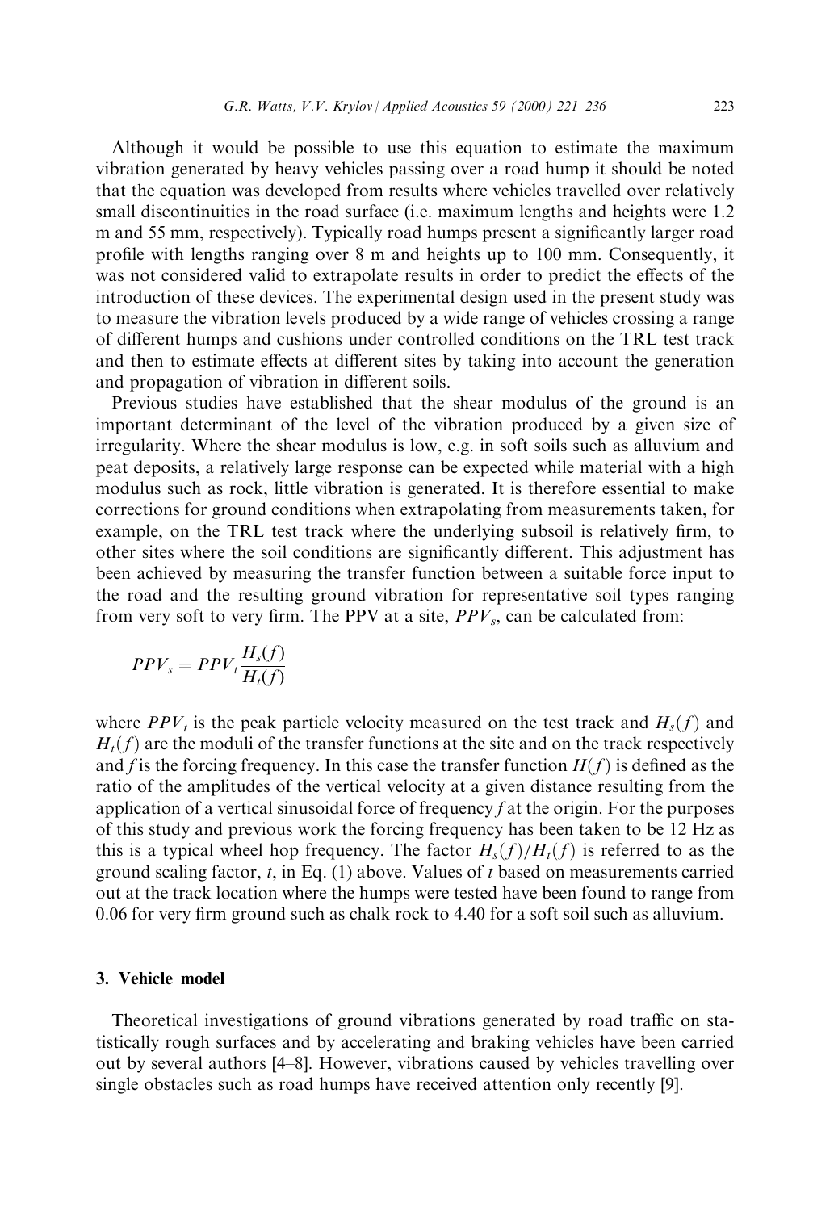Although it would be possible to use this equation to estimate the maximum vibration generated by heavy vehicles passing over a road hump it should be noted that the equation was developed from results where vehicles travelled over relatively small discontinuities in the road surface (i.e. maximum lengths and heights were 1.2 m and 55 mm, respectively). Typically road humps present a significantly larger road profile with lengths ranging over 8 m and heights up to 100 mm. Consequently, it was not considered valid to extrapolate results in order to predict the effects of the introduction of these devices. The experimental design used in the present study was to measure the vibration levels produced by a wide range of vehicles crossing a range of different humps and cushions under controlled conditions on the TRL test track and then to estimate effects at different sites by taking into account the generation and propagation of vibration in different soils.

Previous studies have established that the shear modulus of the ground is an important determinant of the level of the vibration produced by a given size of irregularity. Where the shear modulus is low, e.g. in soft soils such as alluvium and peat deposits, a relatively large response can be expected while material with a high modulus such as rock, little vibration is generated. It is therefore essential to make corrections for ground conditions when extrapolating from measurements taken, for example, on the TRL test track where the underlying subsoil is relatively firm, to other sites where the soil conditions are significantly different. This adjustment has been achieved by measuring the transfer function between a suitable force input to the road and the resulting ground vibration for representative soil types ranging from very soft to very firm. The PPV at a site, $PPV_s$, can be calculated from:

$$PPV_s = PPV_t \frac{H_s(f)}{H_t(f)}$$

where $PPV_t$ is the peak particle velocity measured on the test track and $H_s(f)$ and $H_t(f)$ are the moduli of the transfer functions at the site and on the track respectively and $f$ is the forcing frequency. In this case the transfer function $H(f)$ is defined as the ratio of the amplitudes of the vertical velocity at a given distance resulting from the application of a vertical sinusoidal force of frequency $f$ at the origin. For the purposes of this study and previous work the forcing frequency has been taken to be 12 Hz as this is a typical wheel hop frequency. The factor $H_s(f)/H_t(f)$ is referred to as the ground scaling factor, $t$, in Eq. (1) above. Values of $t$ based on measurements carried out at the track location where the humps were tested have been found to range from 0.06 for very firm ground such as chalk rock to 4.40 for a soft soil such as alluvium.

## 3. Vehicle model

Theoretical investigations of ground vibrations generated by road traffic on statistically rough surfaces and by accelerating and braking vehicles have been carried out by several authors [4–8]. However, vibrations caused by vehicles travelling over single obstacles such as road humps have received attention only recently [9].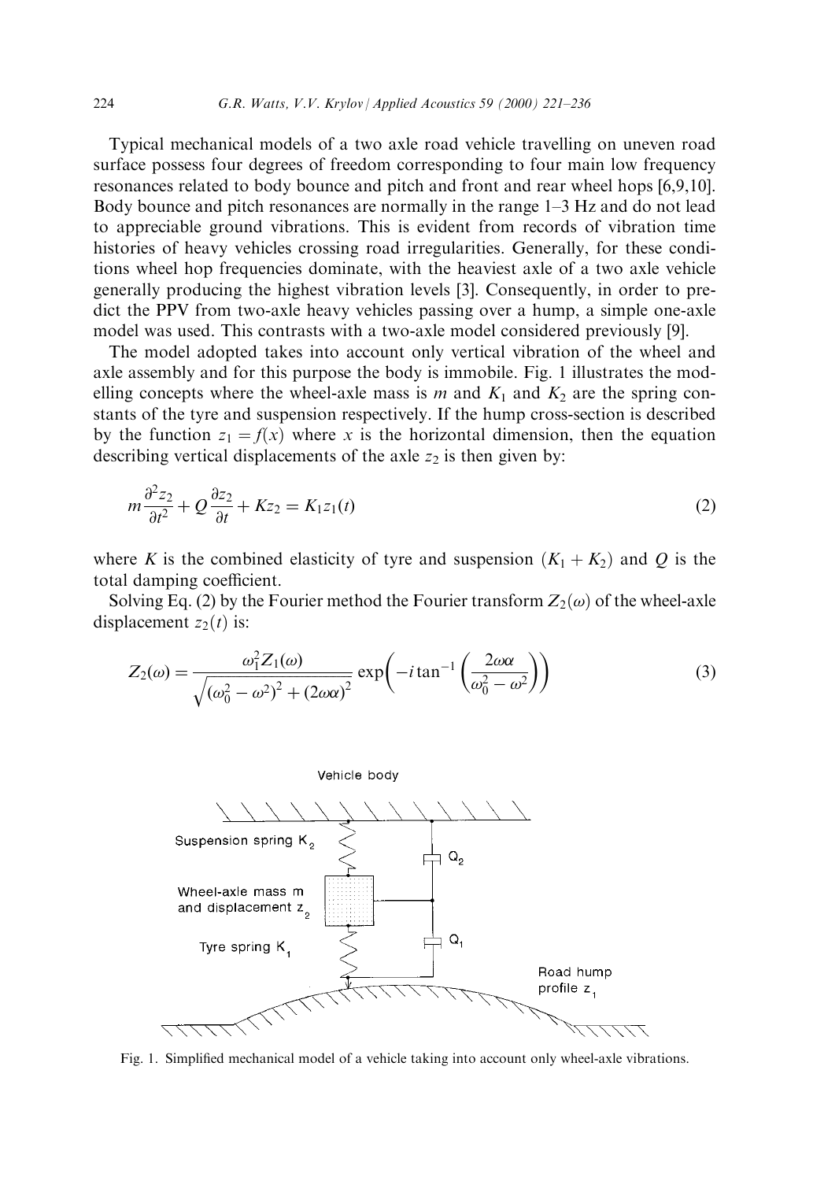Typical mechanical models of a two axle road vehicle travelling on uneven road surface possess four degrees of freedom corresponding to four main low frequency resonances related to body bounce and pitch and front and rear wheel hops [6,9,10]. Body bounce and pitch resonances are normally in the range 1–3 Hz and do not lead to appreciable ground vibrations. This is evident from records of vibration time histories of heavy vehicles crossing road irregularities. Generally, for these conditions wheel hop frequencies dominate, with the heaviest axle of a two axle vehicle generally producing the highest vibration levels [3]. Consequently, in order to predict the PPV from two-axle heavy vehicles passing over a hump, a simple one-axle model was used. This contrasts with a two-axle model considered previously [9].

The model adopted takes into account only vertical vibration of the wheel and axle assembly and for this purpose the body is immobile. Fig. 1 illustrates the modelling concepts where the wheel-axle mass is $m$ and $K_1$ and $K_2$ are the spring constants of the tyre and suspension respectively. If the hump cross-section is described by the function $z_1 = f(x)$ where $x$ is the horizontal dimension, then the equation describing vertical displacements of the axle $z_2$ is then given by:

$$m\frac{\partial^2 z_2}{\partial t^2} + Q\frac{\partial z_2}{\partial t} + Kz_2 = K_1 z_1(t) \tag{2}$$

where $K$ is the combined elasticity of tyre and suspension $(K_1 + K_2)$ and $Q$ is the total damping coefficient.

Solving Eq. (2) by the Fourier method the Fourier transform $Z_2(\omega)$ of the wheel-axle displacement $z_2(t)$ is:

$$Z_2(\omega) = \frac{\omega_1^2 Z_1(\omega)}{\sqrt{(\omega_0^2 - \omega^2)^2 + (2\omega\alpha)^2}} \exp\left(-i\tan^{-1}\left(\frac{2\omega\alpha}{\omega_0^2 - \omega^2}\right)\right) \tag{3}$$

Vehicle body

Suspension spring $K_2$

$Q_2$

Wheel-axle mass m and displacement $z_2$

Tyre spring $K_1$

$Q_1$

Road hump profile $z_1$

Fig. 1. Simplified mechanical model of a vehicle taking into account only wheel-axle vibrations.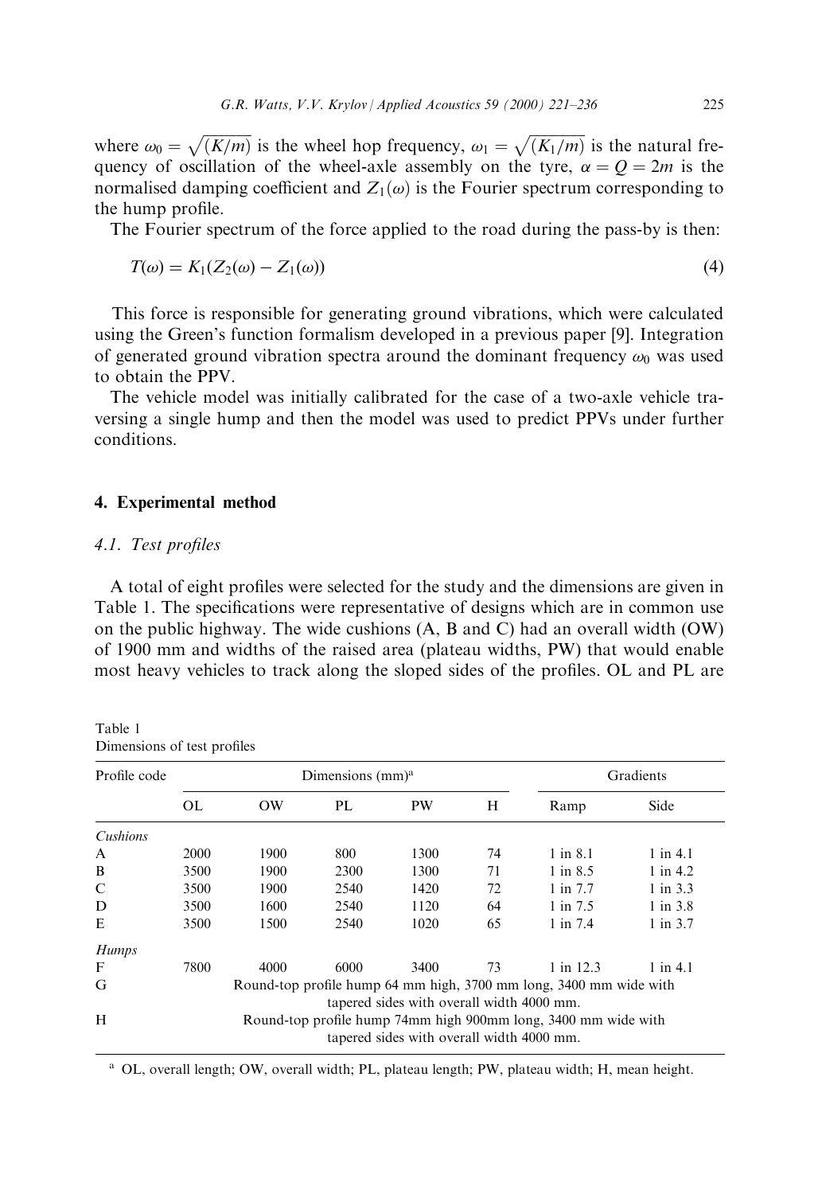where $\omega_0 = \sqrt{(K/m)}$ is the wheel hop frequency, $\omega_1 = \sqrt{(K_1/m)}$ is the natural frequency of oscillation of the wheel-axle assembly on the tyre, $\alpha = Q = 2m$ is the normalised damping coefficient and $Z_1(\omega)$ is the Fourier spectrum corresponding to the hump profile.

The Fourier spectrum of the force applied to the road during the pass-by is then:

$$T(\omega) = K_1(Z_2(\omega) - Z_1(\omega)) \tag{4}$$

This force is responsible for generating ground vibrations, which were calculated using the Green's function formalism developed in a previous paper [9]. Integration of generated ground vibration spectra around the dominant frequency $\omega_0$ was used to obtain the PPV.

The vehicle model was initially calibrated for the case of a two-axle vehicle traversing a single hump and then the model was used to predict PPVs under further conditions.

## 4. Experimental method

### *4.1. Test profiles*

A total of eight profiles were selected for the study and the dimensions are given in Table 1. The specifications were representative of designs which are in common use on the public highway. The wide cushions (A, B and C) had an overall width (OW) of 1900 mm and widths of the raised area (plateau widths, PW) that would enable most heavy vehicles to track along the sloped sides of the profiles. OL and PL are

Table 1
Dimensions of test profiles

| Profile code | Dimensions (mm)[a] | | | | | Gradients | |
|---|---|---|---|---|---|---|---|
| | OL | OW | PL | PW | H | Ramp | Side |
| *Cushions* | | | | | | | |
| A | 2000 | 1900 | 800 | 1300 | 74 | 1 in 8.1 | 1 in 4.1 |
| B | 3500 | 1900 | 2300 | 1300 | 71 | 1 in 8.5 | 1 in 4.2 |
| C | 3500 | 1900 | 2540 | 1420 | 72 | 1 in 7.7 | 1 in 3.3 |
| D | 3500 | 1600 | 2540 | 1120 | 64 | 1 in 7.5 | 1 in 3.8 |
| E | 3500 | 1500 | 2540 | 1020 | 65 | 1 in 7.4 | 1 in 3.7 |
| *Humps* | | | | | | | |
| F | 7800 | 4000 | 6000 | 3400 | 73 | 1 in 12.3 | 1 in 4.1 |
| G | Round-top profile hump 64 mm high, 3700 mm long, 3400 mm wide with tapered sides with overall width 4000 mm. | | | | | | |
| H | Round-top profile hump 74mm high 900mm long, 3400 mm wide with tapered sides with overall width 4000 mm. | | | | | | |

[a] OL, overall length; OW, overall width; PL, plateau length; PW, plateau width; H, mean height.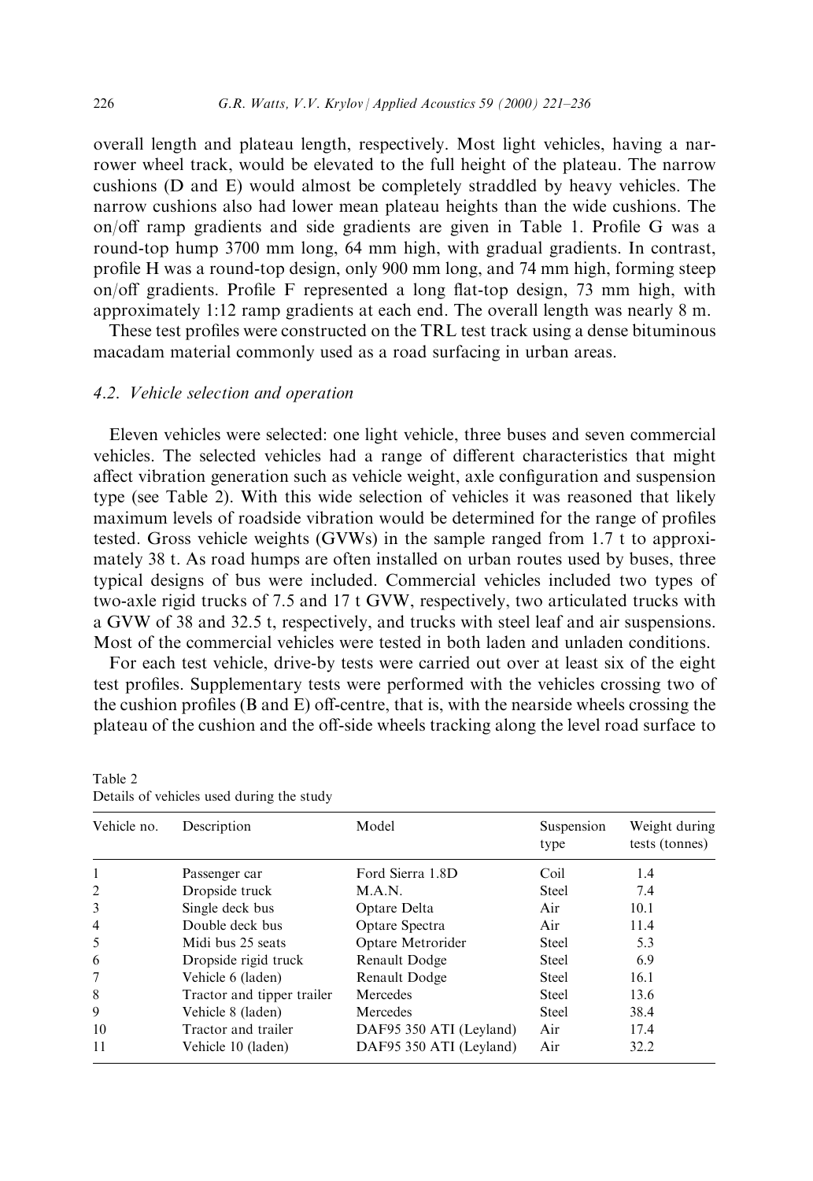overall length and plateau length, respectively. Most light vehicles, having a narrower wheel track, would be elevated to the full height of the plateau. The narrow cushions (D and E) would almost be completely straddled by heavy vehicles. The narrow cushions also had lower mean plateau heights than the wide cushions. The on/off ramp gradients and side gradients are given in Table 1. Profile G was a round-top hump 3700 mm long, 64 mm high, with gradual gradients. In contrast, profile H was a round-top design, only 900 mm long, and 74 mm high, forming steep on/off gradients. Profile F represented a long flat-top design, 73 mm high, with approximately 1:12 ramp gradients at each end. The overall length was nearly 8 m.

These test profiles were constructed on the TRL test track using a dense bituminous macadam material commonly used as a road surfacing in urban areas.

### 4.2. Vehicle selection and operation

Eleven vehicles were selected: one light vehicle, three buses and seven commercial vehicles. The selected vehicles had a range of different characteristics that might affect vibration generation such as vehicle weight, axle configuration and suspension type (see Table 2). With this wide selection of vehicles it was reasoned that likely maximum levels of roadside vibration would be determined for the range of profiles tested. Gross vehicle weights (GVWs) in the sample ranged from 1.7 t to approximately 38 t. As road humps are often installed on urban routes used by buses, three typical designs of bus were included. Commercial vehicles included two types of two-axle rigid trucks of 7.5 and 17 t GVW, respectively, two articulated trucks with a GVW of 38 and 32.5 t, respectively, and trucks with steel leaf and air suspensions. Most of the commercial vehicles were tested in both laden and unladen conditions.

For each test vehicle, drive-by tests were carried out over at least six of the eight test profiles. Supplementary tests were performed with the vehicles crossing two of the cushion profiles (B and E) off-centre, that is, with the nearside wheels crossing the plateau of the cushion and the off-side wheels tracking along the level road surface to

Table 2
Details of vehicles used during the study

| Vehicle no. | Description | Model | Suspension type | Weight during tests (tonnes) |
|---|---|---|---|---|
| 1 | Passenger car | Ford Sierra 1.8D | Coil | 1.4 |
| 2 | Dropside truck | M.A.N. | Steel | 7.4 |
| 3 | Single deck bus | Optare Delta | Air | 10.1 |
| 4 | Double deck bus | Optare Spectra | Air | 11.4 |
| 5 | Midi bus 25 seats | Optare Metrorider | Steel | 5.3 |
| 6 | Dropside rigid truck | Renault Dodge | Steel | 6.9 |
| 7 | Vehicle 6 (laden) | Renault Dodge | Steel | 16.1 |
| 8 | Tractor and tipper trailer | Mercedes | Steel | 13.6 |
| 9 | Vehicle 8 (laden) | Mercedes | Steel | 38.4 |
| 10 | Tractor and trailer | DAF95 350 ATI (Leyland) | Air | 17.4 |
| 11 | Vehicle 10 (laden) | DAF95 350 ATI (Leyland) | Air | 32.2 |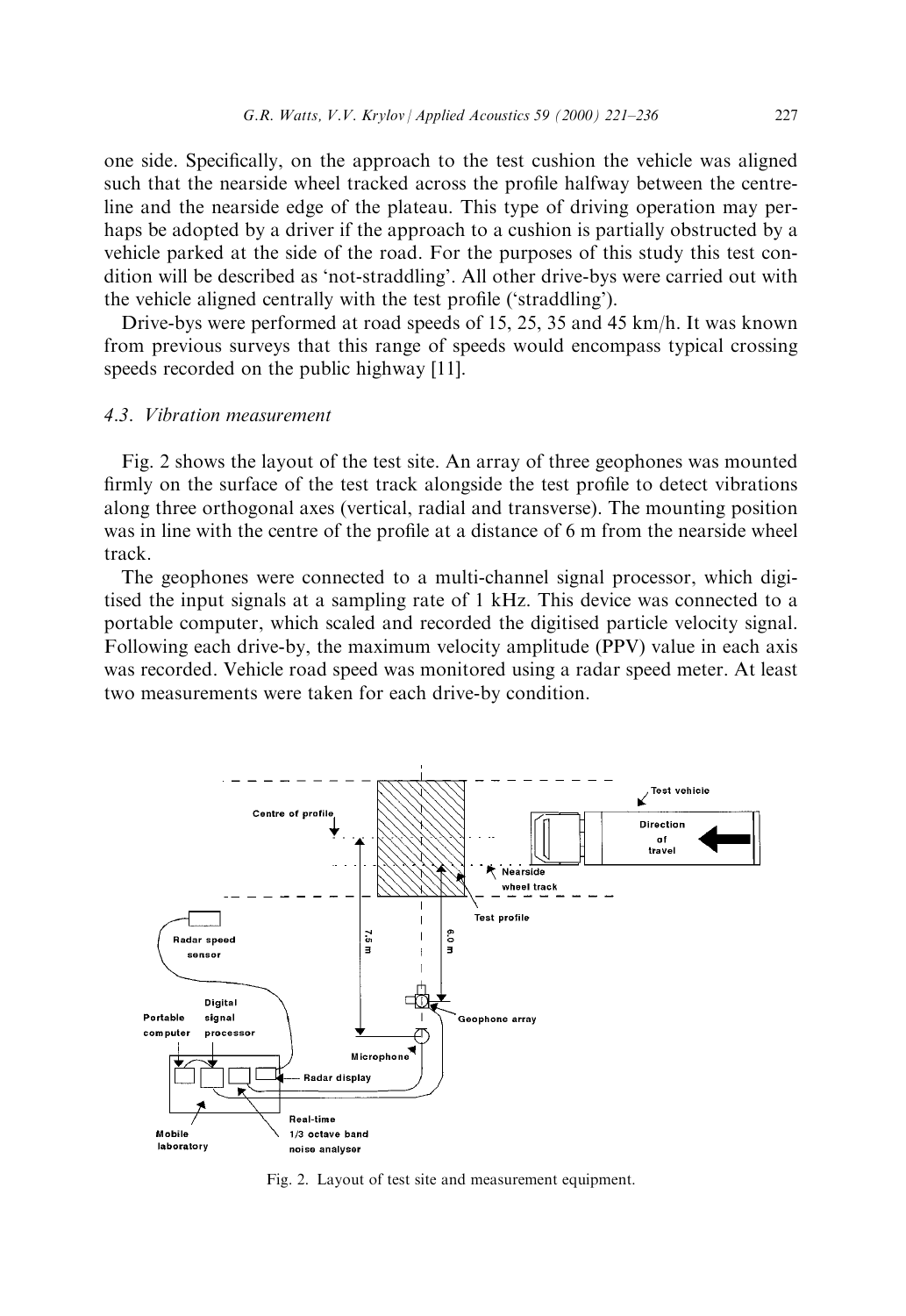one side. Specifically, on the approach to the test cushion the vehicle was aligned such that the nearside wheel tracked across the profile halfway between the centre-line and the nearside edge of the plateau. This type of driving operation may perhaps be adopted by a driver if the approach to a cushion is partially obstructed by a vehicle parked at the side of the road. For the purposes of this study this test condition will be described as 'not-straddling'. All other drive-bys were carried out with the vehicle aligned centrally with the test profile ('straddling').

Drive-bys were performed at road speeds of 15, 25, 35 and 45 km/h. It was known from previous surveys that this range of speeds would encompass typical crossing speeds recorded on the public highway [11].

### *4.3. Vibration measurement*

Fig. 2 shows the layout of the test site. An array of three geophones was mounted firmly on the surface of the test track alongside the test profile to detect vibrations along three orthogonal axes (vertical, radial and transverse). The mounting position was in line with the centre of the profile at a distance of 6 m from the nearside wheel track.

The geophones were connected to a multi-channel signal processor, which digitised the input signals at a sampling rate of 1 kHz. This device was connected to a portable computer, which scaled and recorded the digitised particle velocity signal. Following each drive-by, the maximum velocity amplitude (PPV) value in each axis was recorded. Vehicle road speed was monitored using a radar speed meter. At least two measurements were taken for each drive-by condition.

Test vehicle
Direction of travel
Centre of profile
Nearside wheel track
Test profile
7.5 m
6.0 m
Radar speed sensor
Geophone array
Portable computer
Digital signal processor
Microphone
Radar display
Mobile laboratory
Real-time 1/3 octave band noise analyser

Fig. 2. Layout of test site and measurement equipment.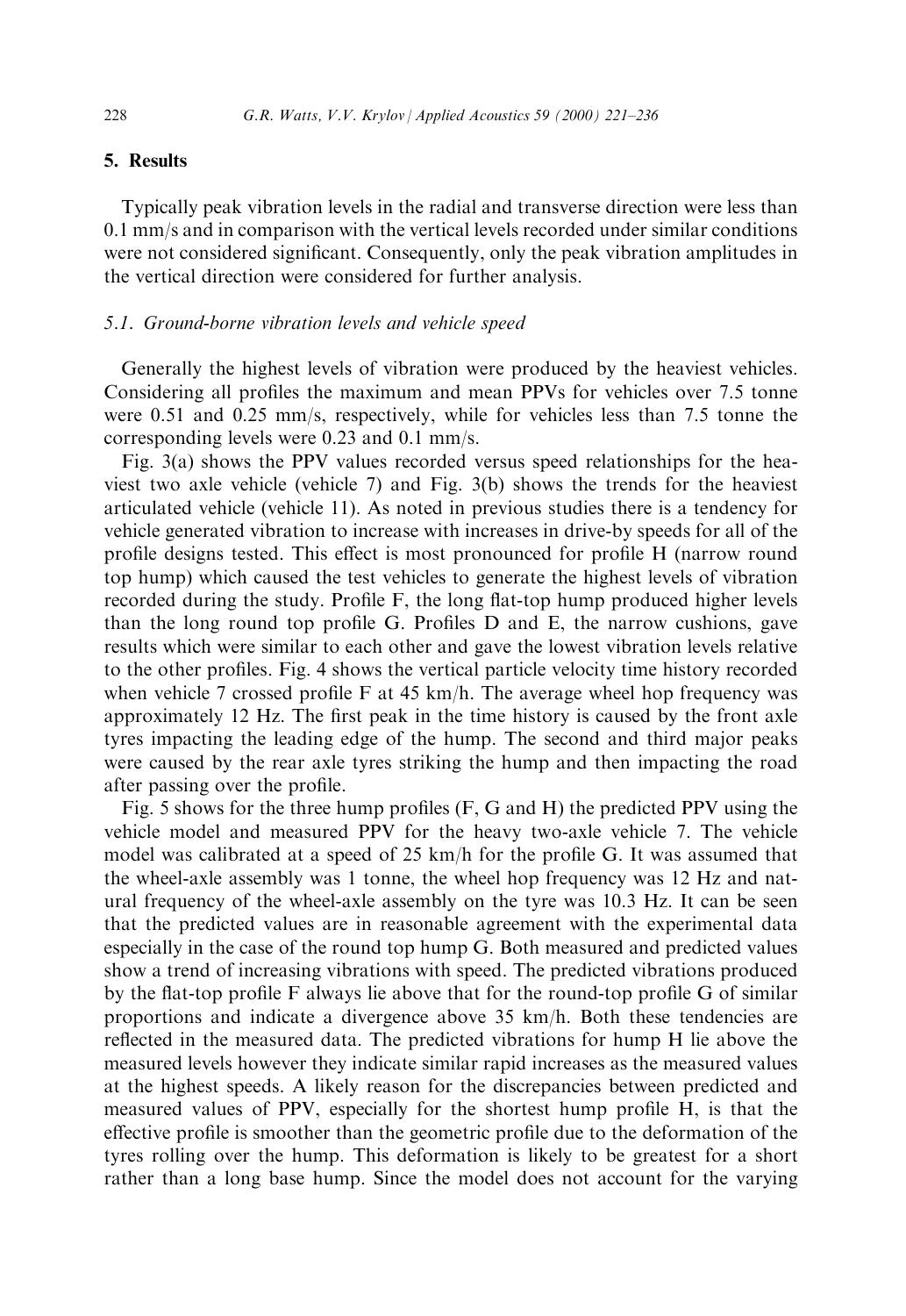## 5. Results

Typically peak vibration levels in the radial and transverse direction were less than 0.1 mm/s and in comparison with the vertical levels recorded under similar conditions were not considered significant. Consequently, only the peak vibration amplitudes in the vertical direction were considered for further analysis.

### 5.1. Ground-borne vibration levels and vehicle speed

Generally the highest levels of vibration were produced by the heaviest vehicles. Considering all profiles the maximum and mean PPVs for vehicles over 7.5 tonne were 0.51 and 0.25 mm/s, respectively, while for vehicles less than 7.5 tonne the corresponding levels were 0.23 and 0.1 mm/s.

Fig. 3(a) shows the PPV values recorded versus speed relationships for the heaviest two axle vehicle (vehicle 7) and Fig. 3(b) shows the trends for the heaviest articulated vehicle (vehicle 11). As noted in previous studies there is a tendency for vehicle generated vibration to increase with increases in drive-by speeds for all of the profile designs tested. This effect is most pronounced for profile H (narrow round top hump) which caused the test vehicles to generate the highest levels of vibration recorded during the study. Profile F, the long flat-top hump produced higher levels than the long round top profile G. Profiles D and E, the narrow cushions, gave results which were similar to each other and gave the lowest vibration levels relative to the other profiles. Fig. 4 shows the vertical particle velocity time history recorded when vehicle 7 crossed profile F at 45 km/h. The average wheel hop frequency was approximately 12 Hz. The first peak in the time history is caused by the front axle tyres impacting the leading edge of the hump. The second and third major peaks were caused by the rear axle tyres striking the hump and then impacting the road after passing over the profile.

Fig. 5 shows for the three hump profiles (F, G and H) the predicted PPV using the vehicle model and measured PPV for the heavy two-axle vehicle 7. The vehicle model was calibrated at a speed of 25 km/h for the profile G. It was assumed that the wheel-axle assembly was 1 tonne, the wheel hop frequency was 12 Hz and natural frequency of the wheel-axle assembly on the tyre was 10.3 Hz. It can be seen that the predicted values are in reasonable agreement with the experimental data especially in the case of the round top hump G. Both measured and predicted values show a trend of increasing vibrations with speed. The predicted vibrations produced by the flat-top profile F always lie above that for the round-top profile G of similar proportions and indicate a divergence above 35 km/h. Both these tendencies are reflected in the measured data. The predicted vibrations for hump H lie above the measured levels however they indicate similar rapid increases as the measured values at the highest speeds. A likely reason for the discrepancies between predicted and measured values of PPV, especially for the shortest hump profile H, is that the effective profile is smoother than the geometric profile due to the deformation of the tyres rolling over the hump. This deformation is likely to be greatest for a short rather than a long base hump. Since the model does not account for the varying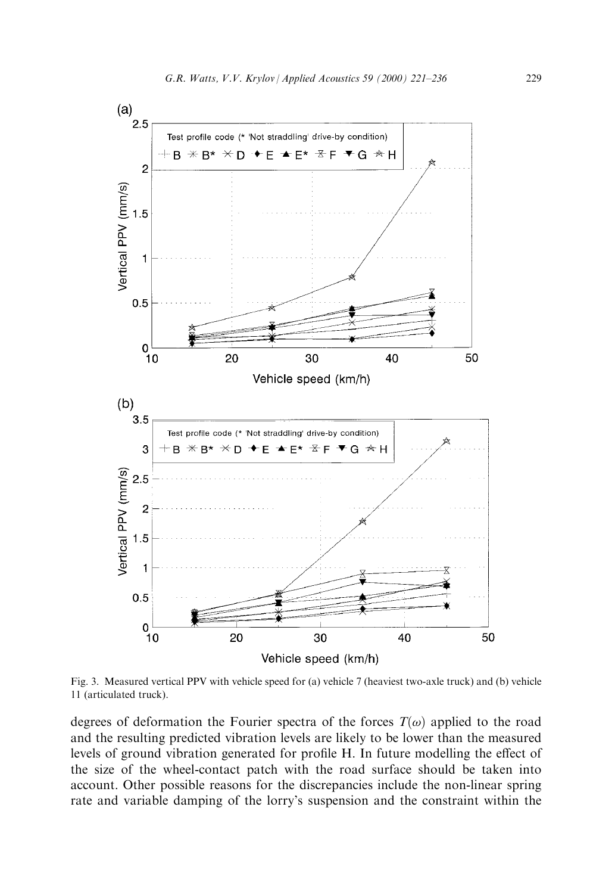(a)

2.5

Test profile code (* 'Not straddling' drive-by condition)

B B* D E E* F G H

2

1.5

1

0.5

0

10 20 30 40 50

Vertical PPV (mm/s)

Vehicle speed (km/h)

(b)

3.5

Test profile code (* 'Not straddling' drive-by condition)

3 B B* D E E* F G H

2.5

2

1.5

1

0.5

0

10 20 30 40 50

Vertical PPV (mm/s)

Vehicle speed (km/h)

Fig. 3. Measured vertical PPV with vehicle speed for (a) vehicle 7 (heaviest two-axle truck) and (b) vehicle 11 (articulated truck).

degrees of deformation the Fourier spectra of the forces $T(\omega)$ applied to the road and the resulting predicted vibration levels are likely to be lower than the measured levels of ground vibration generated for profile H. In future modelling the effect of the size of the wheel-contact patch with the road surface should be taken into account. Other possible reasons for the discrepancies include the non-linear spring rate and variable damping of the lorry's suspension and the constraint within the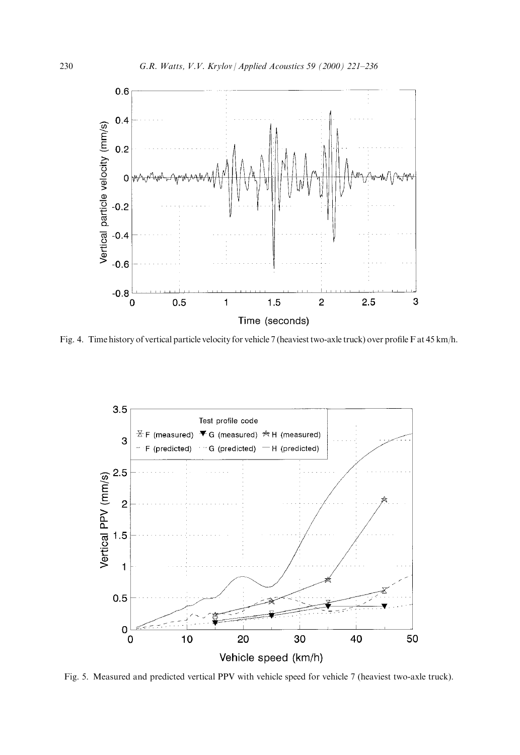0.6
0.4
0.2
0
-0.2
-0.4
-0.6
-0.8

Vertical particle velocity (mm/s)

0 0.5 1 1.5 2 2.5 3

Time (seconds)

Fig. 4. Time history of vertical particle velocity for vehicle 7 (heaviest two-axle truck) over profile F at 45 km/h.

3.5
3
2.5
2
1.5
1
0.5
0

Vertical PPV (mm/s)

Test profile code

F (measured) G (measured) H (measured)

F (predicted) G (predicted) H (predicted)

0 10 20 30 40 50

Vehicle speed (km/h)

Fig. 5. Measured and predicted vertical PPV with vehicle speed for vehicle 7 (heaviest two-axle truck).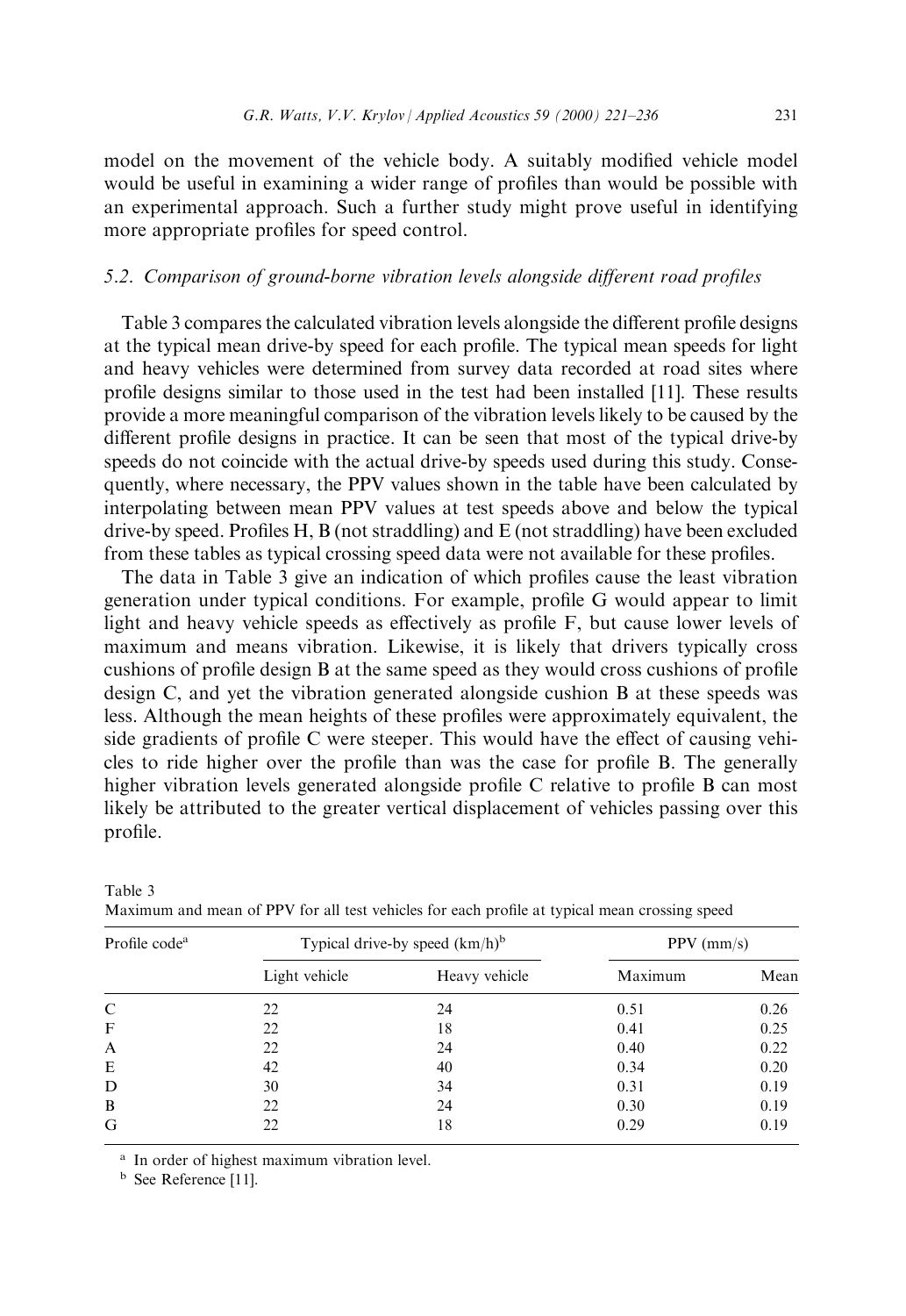model on the movement of the vehicle body. A suitably modified vehicle model would be useful in examining a wider range of profiles than would be possible with an experimental approach. Such a further study might prove useful in identifying more appropriate profiles for speed control.

### *5.2. Comparison of ground-borne vibration levels alongside different road profiles*

Table 3 compares the calculated vibration levels alongside the different profile designs at the typical mean drive-by speed for each profile. The typical mean speeds for light and heavy vehicles were determined from survey data recorded at road sites where profile designs similar to those used in the test had been installed [11]. These results provide a more meaningful comparison of the vibration levels likely to be caused by the different profile designs in practice. It can be seen that most of the typical drive-by speeds do not coincide with the actual drive-by speeds used during this study. Consequently, where necessary, the PPV values shown in the table have been calculated by interpolating between mean PPV values at test speeds above and below the typical drive-by speed. Profiles H, B (not straddling) and E (not straddling) have been excluded from these tables as typical crossing speed data were not available for these profiles.

The data in Table 3 give an indication of which profiles cause the least vibration generation under typical conditions. For example, profile G would appear to limit light and heavy vehicle speeds as effectively as profile F, but cause lower levels of maximum and means vibration. Likewise, it is likely that drivers typically cross cushions of profile design B at the same speed as they would cross cushions of profile design C, and yet the vibration generated alongside cushion B at these speeds was less. Although the mean heights of these profiles were approximately equivalent, the side gradients of profile C were steeper. This would have the effect of causing vehicles to ride higher over the profile than was the case for profile B. The generally higher vibration levels generated alongside profile C relative to profile B can most likely be attributed to the greater vertical displacement of vehicles passing over this profile.

Table 3
Maximum and mean of PPV for all test vehicles for each profile at typical mean crossing speed

| Profile code[a] | Typical drive-by speed (km/h)[b] | | PPV (mm/s) | |
|---|---|---|---|---|
| | Light vehicle | Heavy vehicle | Maximum | Mean |
| C | 22 | 24 | 0.51 | 0.26 |
| F | 22 | 18 | 0.41 | 0.25 |
| A | 22 | 24 | 0.40 | 0.22 |
| E | 42 | 40 | 0.34 | 0.20 |
| D | 30 | 34 | 0.31 | 0.19 |
| B | 22 | 24 | 0.30 | 0.19 |
| G | 22 | 18 | 0.29 | 0.19 |

[a] In order of highest maximum vibration level.

[b] See Reference [11].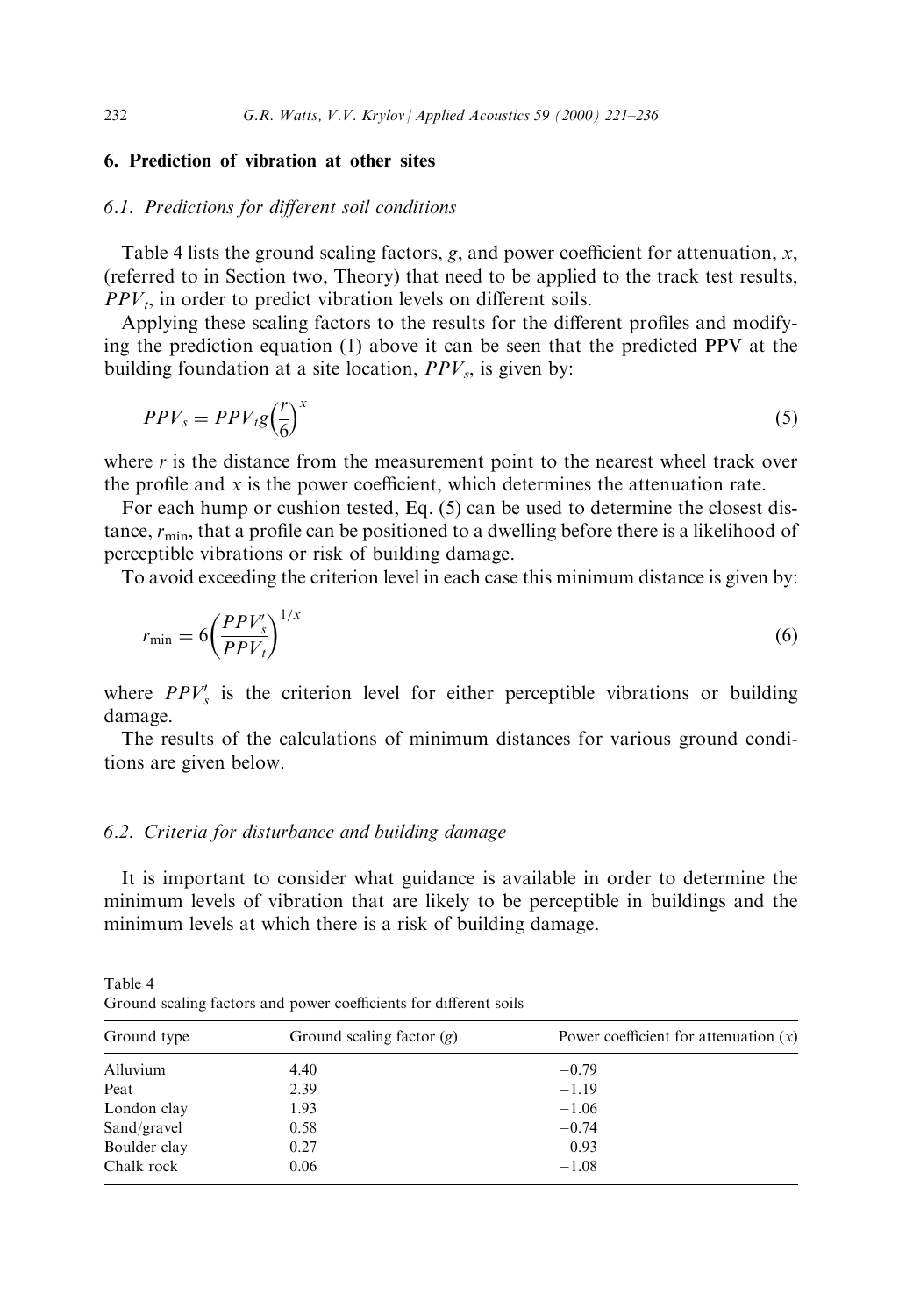## 6. Prediction of vibration at other sites

### 6.1. Predictions for different soil conditions

Table 4 lists the ground scaling factors, $g$, and power coefficient for attenuation, $x$, (referred to in Section two, Theory) that need to be applied to the track test results, $PPV_t$, in order to predict vibration levels on different soils.

Applying these scaling factors to the results for the different profiles and modifying the prediction equation (1) above it can be seen that the predicted PPV at the building foundation at a site location, $PPV_s$, is given by:

$$PPV_s = PPV_t g \left(\frac{r}{6}\right)^x \tag{5}$$

where $r$ is the distance from the measurement point to the nearest wheel track over the profile and $x$ is the power coefficient, which determines the attenuation rate.

For each hump or cushion tested, Eq. (5) can be used to determine the closest distance, $r_{\min}$, that a profile can be positioned to a dwelling before there is a likelihood of perceptible vibrations or risk of building damage.

To avoid exceeding the criterion level in each case this minimum distance is given by:

$$r_{\min} = 6\left(\frac{PPV'_s}{PPV_t}\right)^{1/x} \tag{6}$$

where $PPV'_s$ is the criterion level for either perceptible vibrations or building damage.

The results of the calculations of minimum distances for various ground conditions are given below.

### 6.2. Criteria for disturbance and building damage

It is important to consider what guidance is available in order to determine the minimum levels of vibration that are likely to be perceptible in buildings and the minimum levels at which there is a risk of building damage.

Table 4
Ground scaling factors and power coefficients for different soils

| Ground type | Ground scaling factor ($g$) | Power coefficient for attenuation ($x$) |
|---|---|---|
| Alluvium | 4.40 | −0.79 |
| Peat | 2.39 | −1.19 |
| London clay | 1.93 | −1.06 |
| Sand/gravel | 0.58 | −0.74 |
| Boulder clay | 0.27 | −0.93 |
| Chalk rock | 0.06 | −1.08 |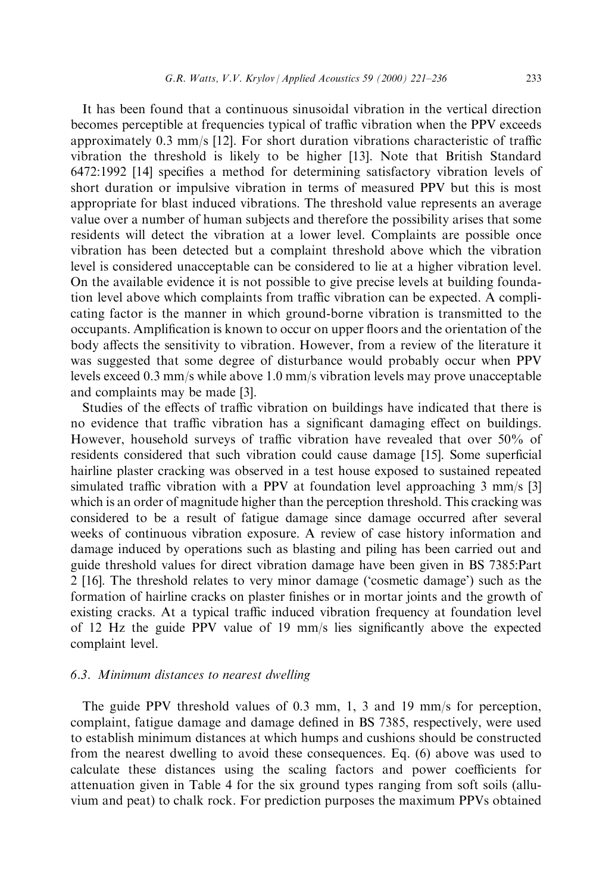It has been found that a continuous sinusoidal vibration in the vertical direction becomes perceptible at frequencies typical of traffic vibration when the PPV exceeds approximately 0.3 mm/s [12]. For short duration vibrations characteristic of traffic vibration the threshold is likely to be higher [13]. Note that British Standard 6472:1992 [14] specifies a method for determining satisfactory vibration levels of short duration or impulsive vibration in terms of measured PPV but this is most appropriate for blast induced vibrations. The threshold value represents an average value over a number of human subjects and therefore the possibility arises that some residents will detect the vibration at a lower level. Complaints are possible once vibration has been detected but a complaint threshold above which the vibration level is considered unacceptable can be considered to lie at a higher vibration level. On the available evidence it is not possible to give precise levels at building foundation level above which complaints from traffic vibration can be expected. A complicating factor is the manner in which ground-borne vibration is transmitted to the occupants. Amplification is known to occur on upper floors and the orientation of the body affects the sensitivity to vibration. However, from a review of the literature it was suggested that some degree of disturbance would probably occur when PPV levels exceed 0.3 mm/s while above 1.0 mm/s vibration levels may prove unacceptable and complaints may be made [3].

Studies of the effects of traffic vibration on buildings have indicated that there is no evidence that traffic vibration has a significant damaging effect on buildings. However, household surveys of traffic vibration have revealed that over 50% of residents considered that such vibration could cause damage [15]. Some superficial hairline plaster cracking was observed in a test house exposed to sustained repeated simulated traffic vibration with a PPV at foundation level approaching 3 mm/s [3] which is an order of magnitude higher than the perception threshold. This cracking was considered to be a result of fatigue damage since damage occurred after several weeks of continuous vibration exposure. A review of case history information and damage induced by operations such as blasting and piling has been carried out and guide threshold values for direct vibration damage have been given in BS 7385:Part 2 [16]. The threshold relates to very minor damage ('cosmetic damage') such as the formation of hairline cracks on plaster finishes or in mortar joints and the growth of existing cracks. At a typical traffic induced vibration frequency at foundation level of 12 Hz the guide PPV value of 19 mm/s lies significantly above the expected complaint level.

### *6.3. Minimum distances to nearest dwelling*

The guide PPV threshold values of 0.3 mm, 1, 3 and 19 mm/s for perception, complaint, fatigue damage and damage defined in BS 7385, respectively, were used to establish minimum distances at which humps and cushions should be constructed from the nearest dwelling to avoid these consequences. Eq. (6) above was used to calculate these distances using the scaling factors and power coefficients for attenuation given in Table 4 for the six ground types ranging from soft soils (alluvium and peat) to chalk rock. For prediction purposes the maximum PPVs obtained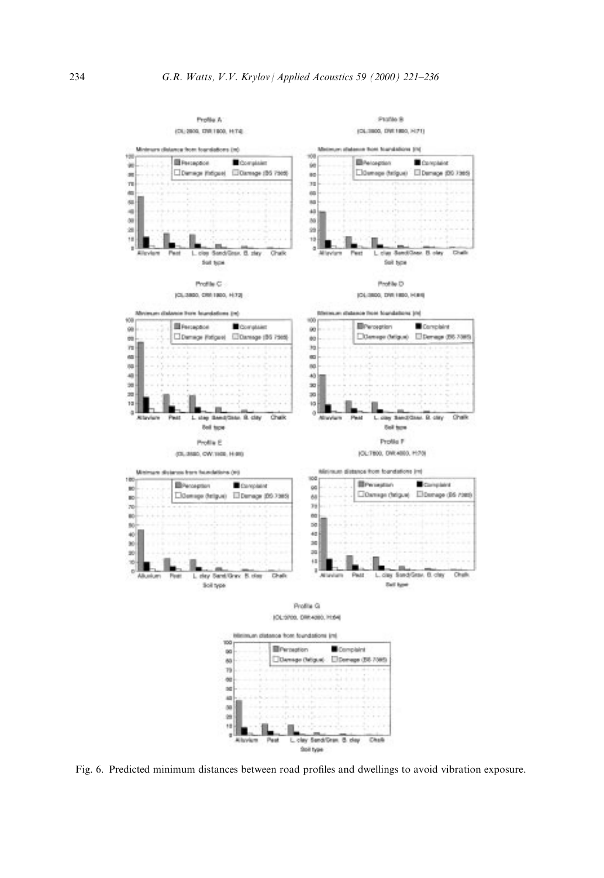Profile A

(OL:3800, DW:1800, H:74)

Minimum distance from foundations (m)

Perception
Complaint
Damage (fatigue)
Damage (BS 7385)

Alluvium Peat L. clay Sand/Grav. B. clay Chalk

Soil type

Profile B

(OL:3800, DW:1800, H:71)

Minimum distance from foundations (m)

Perception
Complaint
Damage (fatigue)
Damage (BS 7385)

Alluvium Peat L. clay Sand/Grav. B. clay Chalk

Soil type

Profile C

(OL:3800, DW:1800, H:72)

Minimum distance from foundations (m)

Perception
Complaint
Damage (fatigue)
Damage (BS 7385)

Alluvium Peat L. clay Sand/Grav. B. clay Chalk

Soil type

Profile D

(OL:3800, DW:1800, H:66)

Minimum distance from foundations (m)

Perception
Complaint
Damage (fatigue)
Damage (BS 7385)

Alluvium Peat L. clay Sand/Grav. B. clay Chalk

Soil type

Profile E

(OL:3580, CW:1500, H:85)

Minimum distance from foundations (m)

Perception
Complaint
Damage (fatigue)
Damage (BS 7385)

Alluvium Peat L. clay Sand/Grav. B. clay Chalk

Soil type

Profile F

(OL:7600, DW:4000, H:70)

Minimum distance from foundations (m)

Perception
Complaint
Damage (fatigue)
Damage (BS 7385)

Alluvium Peat L. clay Sand/Grav. B. clay Chalk

Soil type

Profile G

(OL:3700, DW:4000, H:64)

Minimum distance from foundations (m)

Perception
Complaint
Damage (fatigue)
Damage (BS 7385)

Alluvium Peat L. clay Sand/Grav. B. clay Chalk

Soil type

Fig. 6. Predicted minimum distances between road profiles and dwellings to avoid vibration exposure.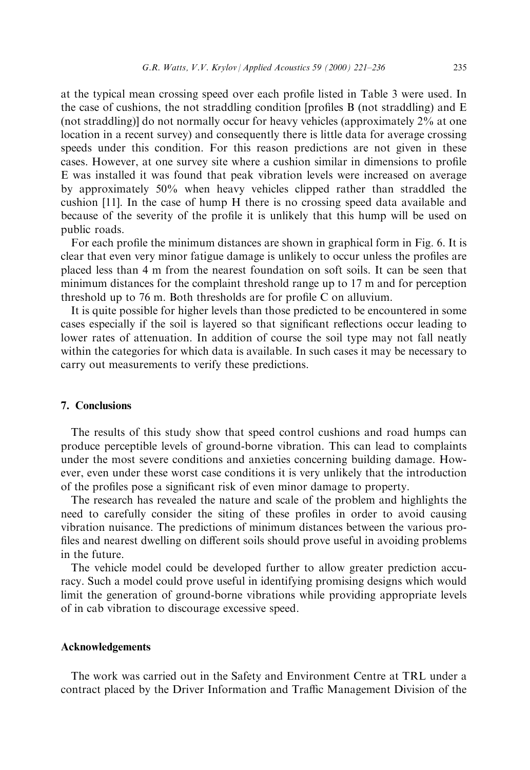at the typical mean crossing speed over each profile listed in Table 3 were used. In the case of cushions, the not straddling condition [profiles B (not straddling) and E (not straddling)] do not normally occur for heavy vehicles (approximately 2% at one location in a recent survey) and consequently there is little data for average crossing speeds under this condition. For this reason predictions are not given in these cases. However, at one survey site where a cushion similar in dimensions to profile E was installed it was found that peak vibration levels were increased on average by approximately 50% when heavy vehicles clipped rather than straddled the cushion [11]. In the case of hump H there is no crossing speed data available and because of the severity of the profile it is unlikely that this hump will be used on public roads.

For each profile the minimum distances are shown in graphical form in Fig. 6. It is clear that even very minor fatigue damage is unlikely to occur unless the profiles are placed less than 4 m from the nearest foundation on soft soils. It can be seen that minimum distances for the complaint threshold range up to 17 m and for perception threshold up to 76 m. Both thresholds are for profile C on alluvium.

It is quite possible for higher levels than those predicted to be encountered in some cases especially if the soil is layered so that significant reflections occur leading to lower rates of attenuation. In addition of course the soil type may not fall neatly within the categories for which data is available. In such cases it may be necessary to carry out measurements to verify these predictions.

## 7. Conclusions

The results of this study show that speed control cushions and road humps can produce perceptible levels of ground-borne vibration. This can lead to complaints under the most severe conditions and anxieties concerning building damage. However, even under these worst case conditions it is very unlikely that the introduction of the profiles pose a significant risk of even minor damage to property.

The research has revealed the nature and scale of the problem and highlights the need to carefully consider the siting of these profiles in order to avoid causing vibration nuisance. The predictions of minimum distances between the various profiles and nearest dwelling on different soils should prove useful in avoiding problems in the future.

The vehicle model could be developed further to allow greater prediction accuracy. Such a model could prove useful in identifying promising designs which would limit the generation of ground-borne vibrations while providing appropriate levels of in cab vibration to discourage excessive speed.

## Acknowledgements

The work was carried out in the Safety and Environment Centre at TRL under a contract placed by the Driver Information and Traffic Management Division of the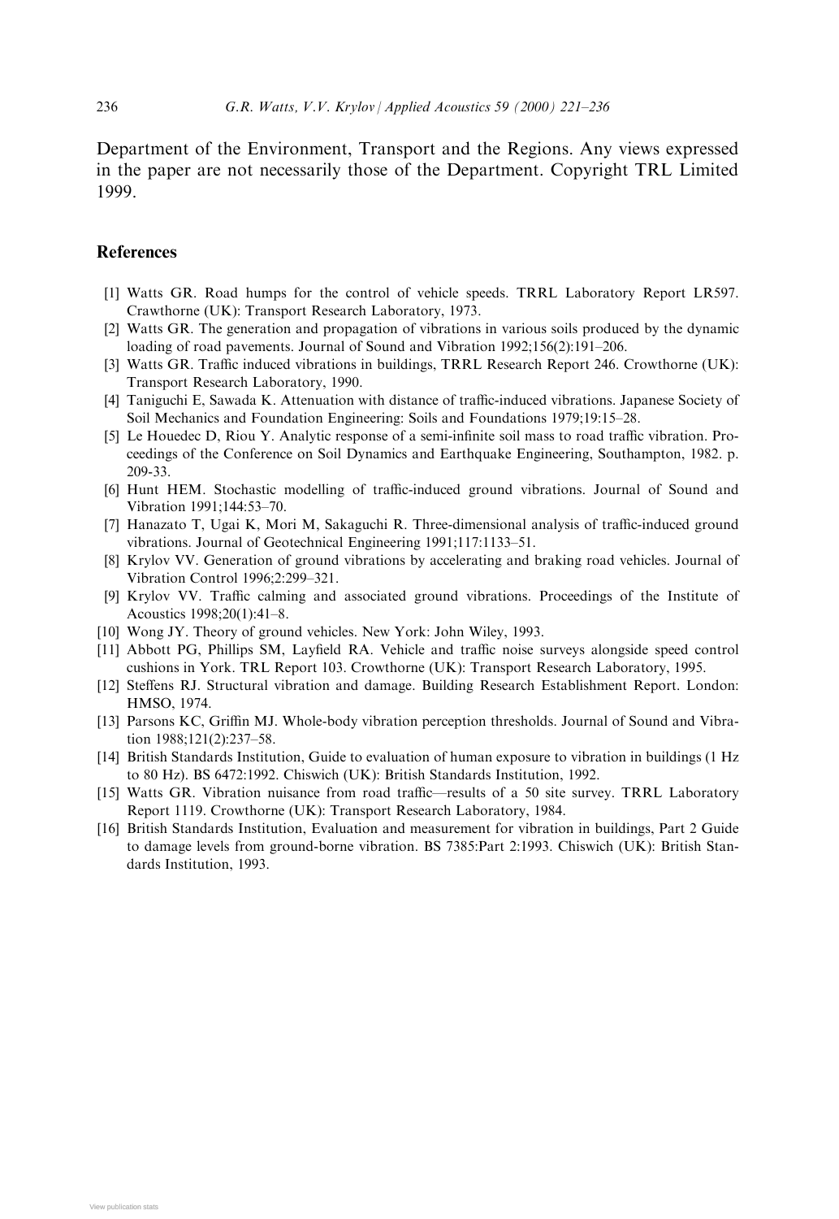Department of the Environment, Transport and the Regions. Any views expressed in the paper are not necessarily those of the Department. Copyright TRL Limited 1999.

## References

[1] Watts GR. Road humps for the control of vehicle speeds. TRRL Laboratory Report LR597. Crawthorne (UK): Transport Research Laboratory, 1973.

[2] Watts GR. The generation and propagation of vibrations in various soils produced by the dynamic loading of road pavements. Journal of Sound and Vibration 1992;156(2):191–206.

[3] Watts GR. Traffic induced vibrations in buildings, TRRL Research Report 246. Crowthorne (UK): Transport Research Laboratory, 1990.

[4] Taniguchi E, Sawada K. Attenuation with distance of traffic-induced vibrations. Japanese Society of Soil Mechanics and Foundation Engineering: Soils and Foundations 1979;19:15–28.

[5] Le Houedec D, Riou Y. Analytic response of a semi-infinite soil mass to road traffic vibration. Proceedings of the Conference on Soil Dynamics and Earthquake Engineering, Southampton, 1982. p. 209-33.

[6] Hunt HEM. Stochastic modelling of traffic-induced ground vibrations. Journal of Sound and Vibration 1991;144:53–70.

[7] Hanazato T, Ugai K, Mori M, Sakaguchi R. Three-dimensional analysis of traffic-induced ground vibrations. Journal of Geotechnical Engineering 1991;117:1133–51.

[8] Krylov VV. Generation of ground vibrations by accelerating and braking road vehicles. Journal of Vibration Control 1996;2:299–321.

[9] Krylov VV. Traffic calming and associated ground vibrations. Proceedings of the Institute of Acoustics 1998;20(1):41–8.

[10] Wong JY. Theory of ground vehicles. New York: John Wiley, 1993.

[11] Abbott PG, Phillips SM, Layfield RA. Vehicle and traffic noise surveys alongside speed control cushions in York. TRL Report 103. Crowthorne (UK): Transport Research Laboratory, 1995.

[12] Steffens RJ. Structural vibration and damage. Building Research Establishment Report. London: HMSO, 1974.

[13] Parsons KC, Griffin MJ. Whole-body vibration perception thresholds. Journal of Sound and Vibration 1988;121(2):237–58.

[14] British Standards Institution, Guide to evaluation of human exposure to vibration in buildings (1 Hz to 80 Hz). BS 6472:1992. Chiswich (UK): British Standards Institution, 1992.

[15] Watts GR. Vibration nuisance from road traffic—results of a 50 site survey. TRRL Laboratory Report 1119. Crowthorne (UK): Transport Research Laboratory, 1984.

[16] British Standards Institution, Evaluation and measurement for vibration in buildings, Part 2 Guide to damage levels from ground-borne vibration. BS 7385:Part 2:1993. Chiswich (UK): British Standards Institution, 1993.